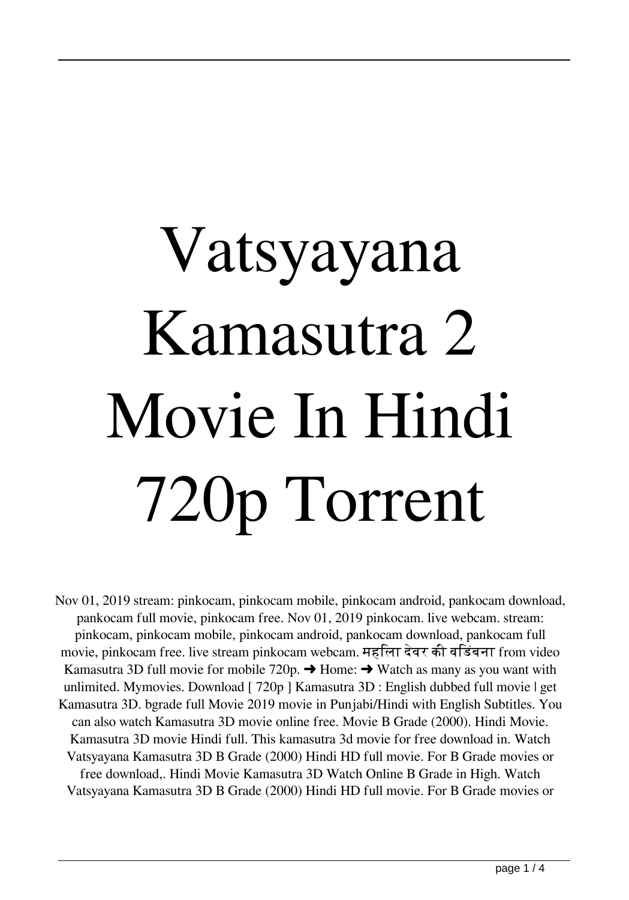# Vatsyayana Kamasutra 2 Movie In Hindi 720p Torrent

Nov 01, 2019 stream: pinkocam, pinkocam mobile, pinkocam android, pankocam download, pankocam full movie, pinkocam free. Nov 01, 2019 pinkocam. live webcam. stream: pinkocam, pinkocam mobile, pinkocam android, pankocam download, pankocam full movie, pinkocam free. live stream pinkocam webcam. महिला देवर की विडंबना from video Kamasutra 3D full movie for mobile 720p. ➜ Home: ➜ Watch as many as you want with unlimited. Mymovies. Download [ 720p ] Kamasutra 3D : English dubbed full movie | get Kamasutra 3D. bgrade full Movie 2019 movie in Punjabi/Hindi with English Subtitles. You can also watch Kamasutra 3D movie online free. Movie B Grade (2000). Hindi Movie. Kamasutra 3D movie Hindi full. This kamasutra 3d movie for free download in. Watch Vatsyayana Kamasutra 3D B Grade (2000) Hindi HD full movie. For B Grade movies or free download,. Hindi Movie Kamasutra 3D Watch Online B Grade in High. Watch Vatsyayana Kamasutra 3D B Grade (2000) Hindi HD full movie. For B Grade movies or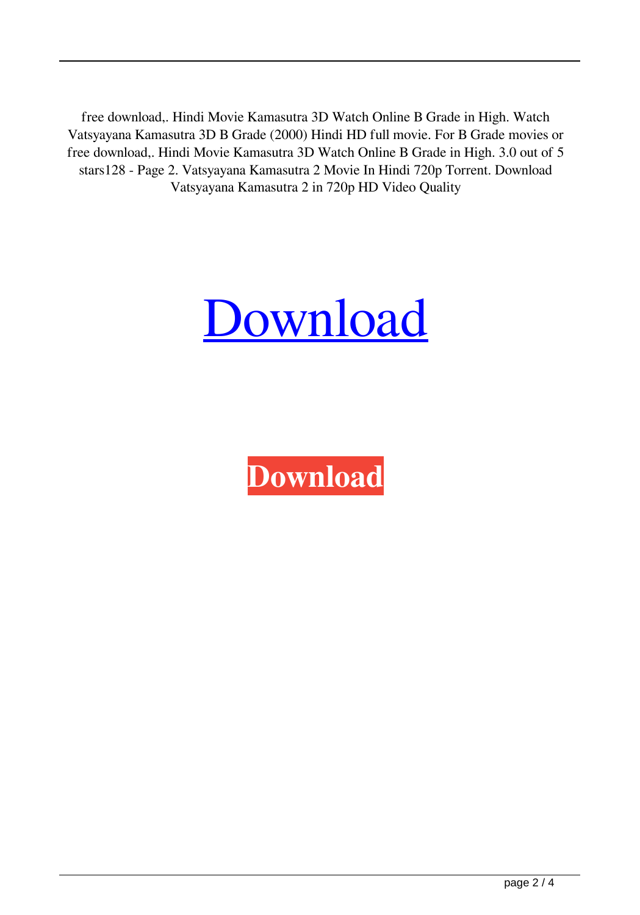free download,. Hindi Movie Kamasutra 3D Watch Online B Grade in High. Watch Vatsyayana Kamasutra 3D B Grade (2000) Hindi HD full movie. For B Grade movies or free download,. Hindi Movie Kamasutra 3D Watch Online B Grade in High. 3.0 out of 5 stars128 - Page 2. Vatsyayana Kamasutra 2 Movie In Hindi 720p Torrent. Download Vatsyayana Kamasutra 2 in 720p HD Video Quality

Download

**Download**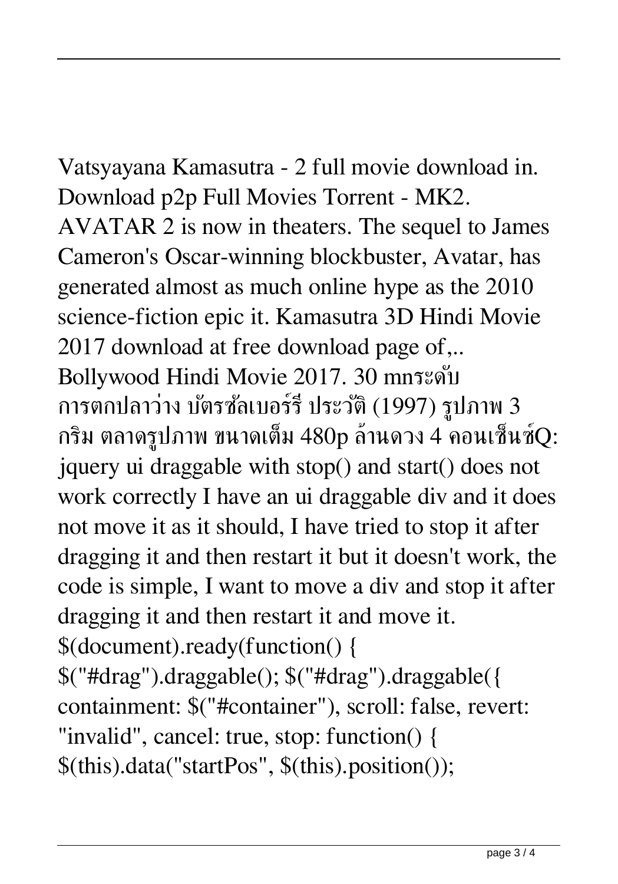Vatsyayana Kamasutra - 2 full movie download in. Download p2p Full Movies Torrent - MK2. AVATAR 2 is now in theaters. The sequel to James Cameron's Oscar-winning blockbuster, Avatar, has generated almost as much online hype as the 2010 science-fiction epic it. Kamasutra 3D Hindi Movie 2017 download at free download page of,.. Bollywood Hindi Movie 2017. 30 mnระดับ การตกปลาว่าง บัตรซัลเบอร์รี่ ประวัติ (1997) รูปภาพ 3 กริม ตลาดรูปภาพ ขนาดเต็ม 480p ล้านดวง 4 คอนเซ็นซ์Q: jquery ui draggable with stop() and start() does not work correctly I have an ui draggable div and it does not move it as it should, I have tried to stop it after dragging it and then restart it but it doesn't work, the code is simple, I want to move a div and stop it after dragging it and then restart it and move it. $(document).ready(function() { $("#drag").draggable(); $("#drag").draggable({ containment: $("#container"), scroll: false, revert: "invalid", cancel: true, stop: function() { $(this).data("startPos", $(this).position());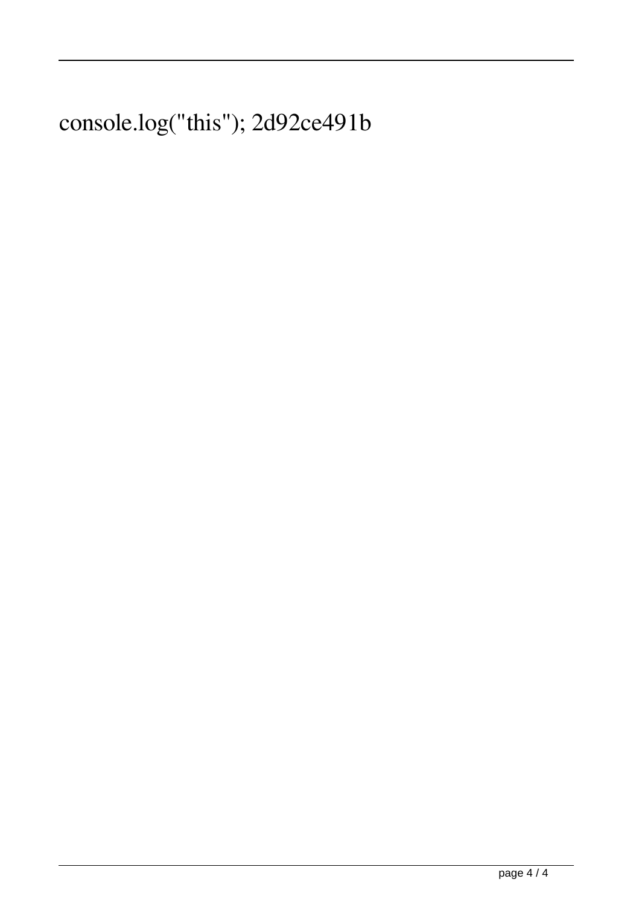console.log("this"); 2d92ce491b